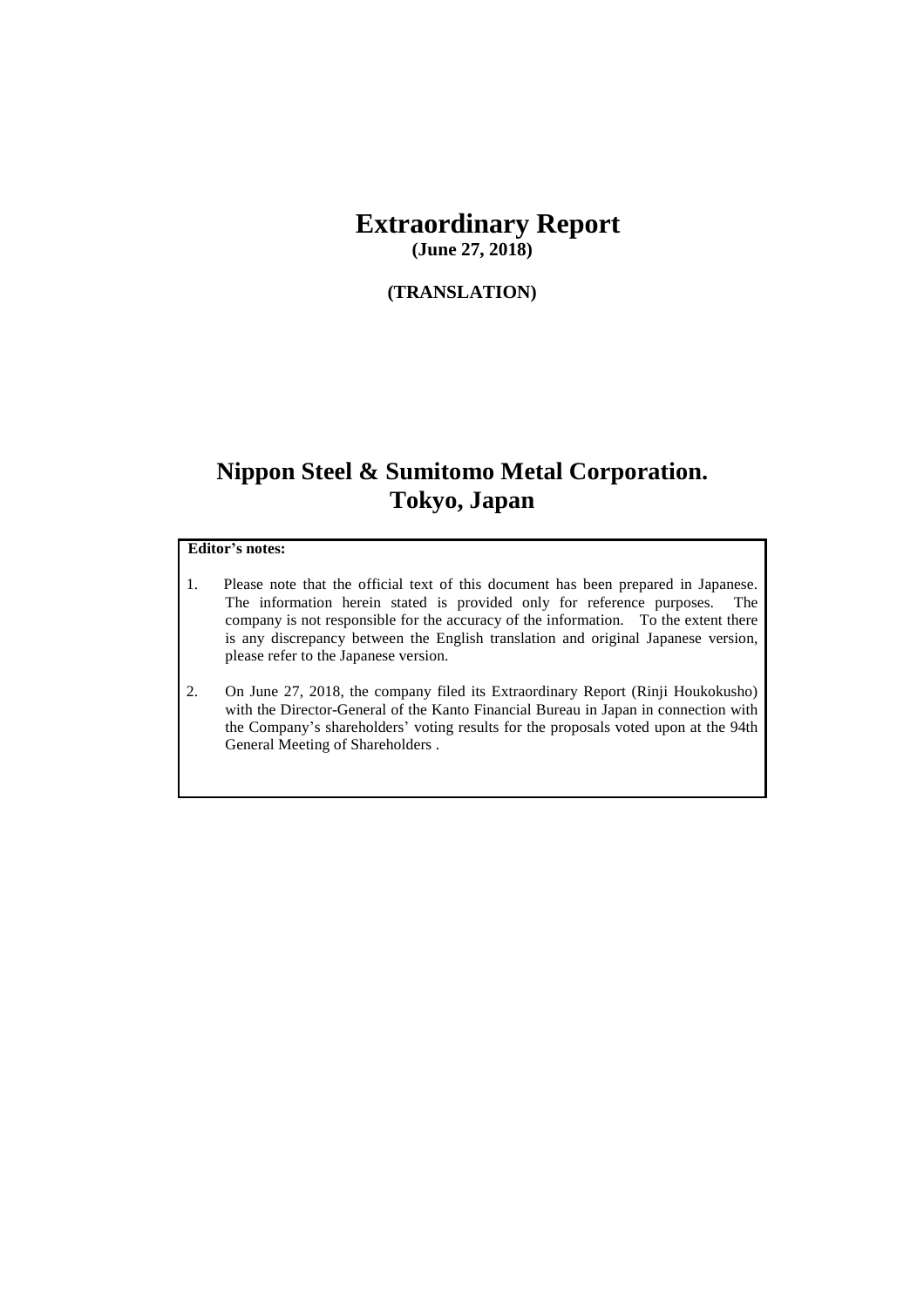# Extraordinary Report

**(June 27, 2018)**

**(TRANSLATION)**

# Nippon Steel & Sumitomo Metal Corporation.
# Tokyo, Japan

**Editor's notes:**

1. Please note that the official text of this document has been prepared in Japanese. The information herein stated is provided only for reference purposes. The company is not responsible for the accuracy of the information. To the extent there is any discrepancy between the English translation and original Japanese version, please refer to the Japanese version.

2. On June 27, 2018, the company filed its Extraordinary Report (Rinji Houkokusho) with the Director-General of the Kanto Financial Bureau in Japan in connection with the Company's shareholders' voting results for the proposals voted upon at the 94th General Meeting of Shareholders .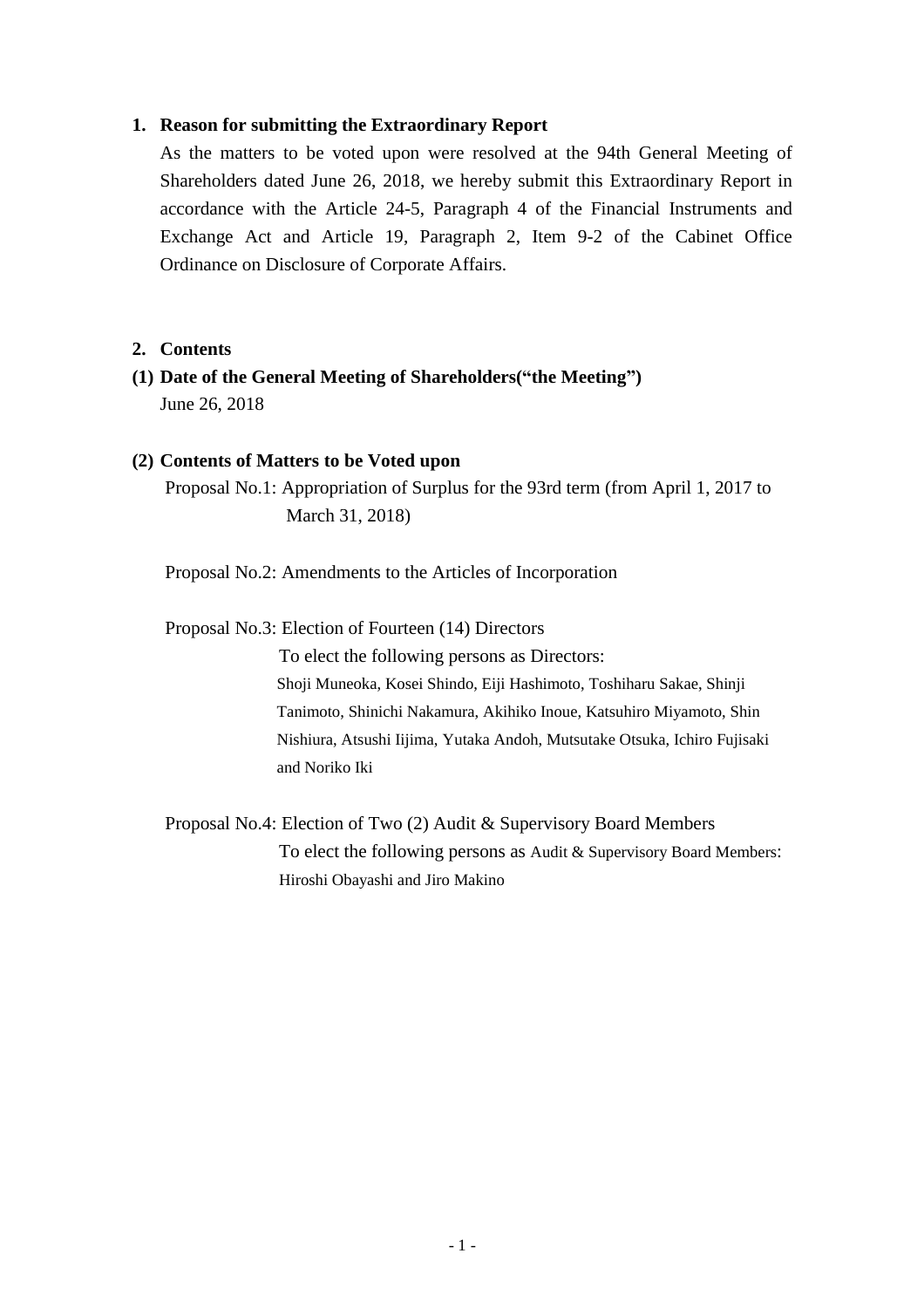## 1. Reason for submitting the Extraordinary Report

As the matters to be voted upon were resolved at the 94th General Meeting of Shareholders dated June 26, 2018, we hereby submit this Extraordinary Report in accordance with the Article 24-5, Paragraph 4 of the Financial Instruments and Exchange Act and Article 19, Paragraph 2, Item 9-2 of the Cabinet Office Ordinance on Disclosure of Corporate Affairs.

## 2. Contents

### (1) Date of the General Meeting of Shareholders("the Meeting")

June 26, 2018

### (2) Contents of Matters to be Voted upon

Proposal No.1: Appropriation of Surplus for the 93rd term (from April 1, 2017 to March 31, 2018)

Proposal No.2: Amendments to the Articles of Incorporation

Proposal No.3: Election of Fourteen (14) Directors
To elect the following persons as Directors:
Shoji Muneoka, Kosei Shindo, Eiji Hashimoto, Toshiharu Sakae, Shinji Tanimoto, Shinichi Nakamura, Akihiko Inoue, Katsuhiro Miyamoto, Shin Nishiura, Atsushi Iijima, Yutaka Andoh, Mutsutake Otsuka, Ichiro Fujisaki and Noriko Iki

Proposal No.4: Election of Two (2) Audit & Supervisory Board Members
To elect the following persons as Audit & Supervisory Board Members:
Hiroshi Obayashi and Jiro Makino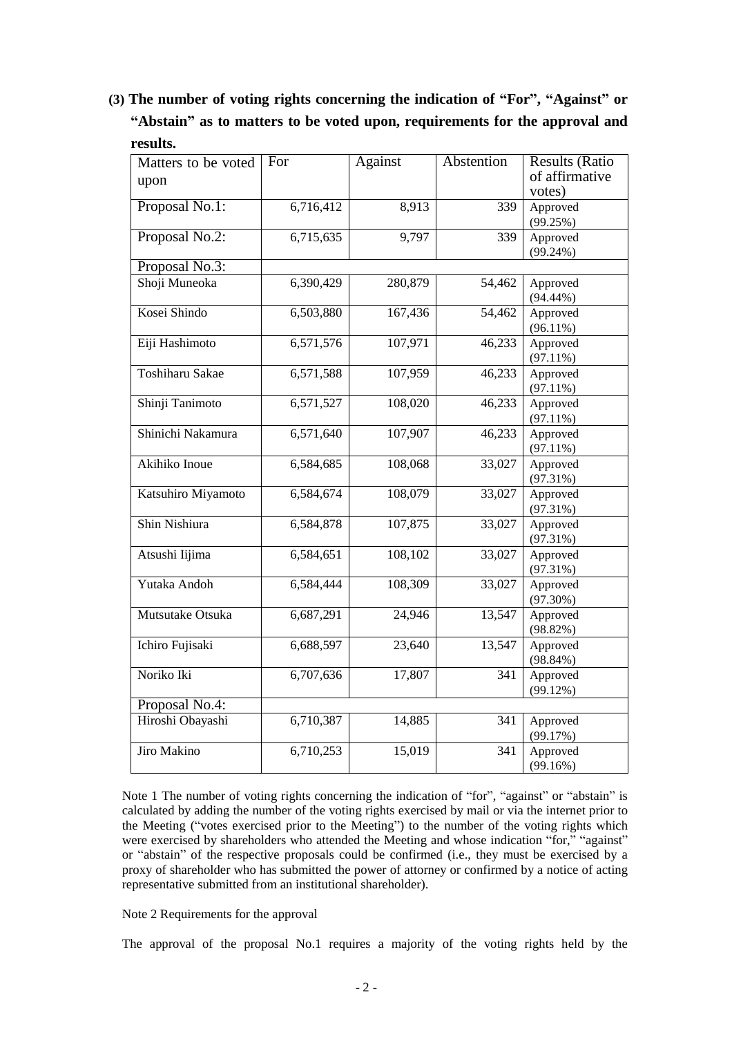**(3) The number of voting rights concerning the indication of "For", "Against" or "Abstain" as to matters to be voted upon, requirements for the approval and results.**

| Matters to be voted upon | For | Against | Abstention | Results (Ratio of affirmative votes) |
|---|---|---|---|---|
| Proposal No.1: | 6,716,412 | 8,913 | 339 | Approved (99.25%) |
| Proposal No.2: | 6,715,635 | 9,797 | 339 | Approved (99.24%) |
| Proposal No.3: | | | | |
| Shoji Muneoka | 6,390,429 | 280,879 | 54,462 | Approved (94.44%) |
| Kosei Shindo | 6,503,880 | 167,436 | 54,462 | Approved (96.11%) |
| Eiji Hashimoto | 6,571,576 | 107,971 | 46,233 | Approved (97.11%) |
| Toshiharu Sakae | 6,571,588 | 107,959 | 46,233 | Approved (97.11%) |
| Shinji Tanimoto | 6,571,527 | 108,020 | 46,233 | Approved (97.11%) |
| Shinichi Nakamura | 6,571,640 | 107,907 | 46,233 | Approved (97.11%) |
| Akihiko Inoue | 6,584,685 | 108,068 | 33,027 | Approved (97.31%) |
| Katsuhiro Miyamoto | 6,584,674 | 108,079 | 33,027 | Approved (97.31%) |
| Shin Nishiura | 6,584,878 | 107,875 | 33,027 | Approved (97.31%) |
| Atsushi Iijima | 6,584,651 | 108,102 | 33,027 | Approved (97.31%) |
| Yutaka Andoh | 6,584,444 | 108,309 | 33,027 | Approved (97.30%) |
| Mutsutake Otsuka | 6,687,291 | 24,946 | 13,547 | Approved (98.82%) |
| Ichiro Fujisaki | 6,688,597 | 23,640 | 13,547 | Approved (98.84%) |
| Noriko Iki | 6,707,636 | 17,807 | 341 | Approved (99.12%) |
| Proposal No.4: | | | | |
| Hiroshi Obayashi | 6,710,387 | 14,885 | 341 | Approved (99.17%) |
| Jiro Makino | 6,710,253 | 15,019 | 341 | Approved (99.16%) |

Note 1 The number of voting rights concerning the indication of "for", "against" or "abstain" is calculated by adding the number of the voting rights exercised by mail or via the internet prior to the Meeting ("votes exercised prior to the Meeting") to the number of the voting rights which were exercised by shareholders who attended the Meeting and whose indication "for," "against" or "abstain" of the respective proposals could be confirmed (i.e., they must be exercised by a proxy of shareholder who has submitted the power of attorney or confirmed by a notice of acting representative submitted from an institutional shareholder).

Note 2 Requirements for the approval

The approval of the proposal No.1 requires a majority of the voting rights held by the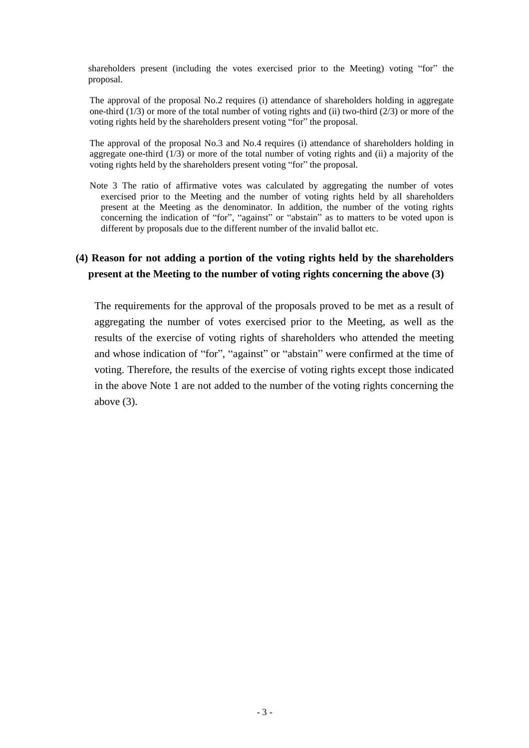shareholders present (including the votes exercised prior to the Meeting) voting "for" the proposal.

The approval of the proposal No.2 requires (i) attendance of shareholders holding in aggregate one-third (1/3) or more of the total number of voting rights and (ii) two-third (2/3) or more of the voting rights held by the shareholders present voting "for" the proposal.

The approval of the proposal No.3 and No.4 requires (i) attendance of shareholders holding in aggregate one-third (1/3) or more of the total number of voting rights and (ii) a majority of the voting rights held by the shareholders present voting "for" the proposal.

Note 3 The ratio of affirmative votes was calculated by aggregating the number of votes exercised prior to the Meeting and the number of voting rights held by all shareholders present at the Meeting as the denominator. In addition, the number of the voting rights concerning the indication of "for", "against" or "abstain" as to matters to be voted upon is different by proposals due to the different number of the invalid ballot etc.

### (4) Reason for not adding a portion of the voting rights held by the shareholders present at the Meeting to the number of voting rights concerning the above (3)

The requirements for the approval of the proposals proved to be met as a result of aggregating the number of votes exercised prior to the Meeting, as well as the results of the exercise of voting rights of shareholders who attended the meeting and whose indication of "for", "against" or "abstain" were confirmed at the time of voting. Therefore, the results of the exercise of voting rights except those indicated in the above Note 1 are not added to the number of the voting rights concerning the above (3).